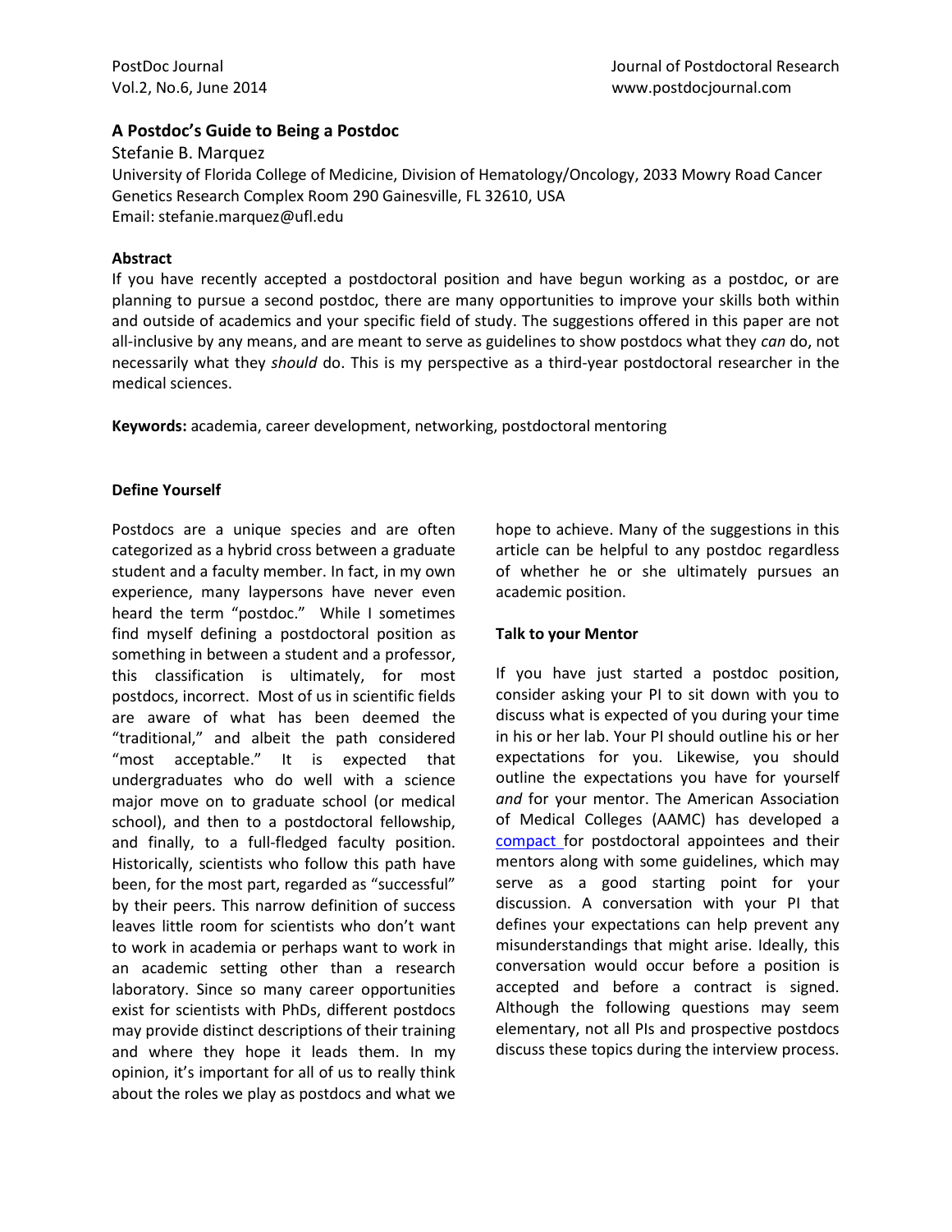# A Postdoc's Guide to Being a Postdoc

Stefanie B. Marquez

University of Florida College of Medicine, Division of Hematology/Oncology, 2033 Mowry Road Cancer Genetics Research Complex Room 290 Gainesville, FL 32610, USA

Email: stefanie.marquez@ufl.edu

## Abstract

If you have recently accepted a postdoctoral position and have begun working as a postdoc, or are planning to pursue a second postdoc, there are many opportunities to improve your skills both within and outside of academics and your specific field of study. The suggestions offered in this paper are not all-inclusive by any means, and are meant to serve as guidelines to show postdocs what they *can* do, not necessarily what they *should* do. This is my perspective as a third-year postdoctoral researcher in the medical sciences.

**Keywords:** academia, career development, networking, postdoctoral mentoring

## Define Yourself

Postdocs are a unique species and are often categorized as a hybrid cross between a graduate student and a faculty member. In fact, in my own experience, many laypersons have never even heard the term "postdoc." While I sometimes find myself defining a postdoctoral position as something in between a student and a professor, this classification is ultimately, for most postdocs, incorrect. Most of us in scientific fields are aware of what has been deemed the "traditional," and albeit the path considered "most acceptable." It is expected that undergraduates who do well with a science major move on to graduate school (or medical school), and then to a postdoctoral fellowship, and finally, to a full-fledged faculty position. Historically, scientists who follow this path have been, for the most part, regarded as "successful" by their peers. This narrow definition of success leaves little room for scientists who don't want to work in academia or perhaps want to work in an academic setting other than a research laboratory. Since so many career opportunities exist for scientists with PhDs, different postdocs may provide distinct descriptions of their training and where they hope it leads them. In my opinion, it's important for all of us to really think about the roles we play as postdocs and what we hope to achieve. Many of the suggestions in this article can be helpful to any postdoc regardless of whether he or she ultimately pursues an academic position.

## Talk to your Mentor

If you have just started a postdoc position, consider asking your PI to sit down with you to discuss what is expected of you during your time in his or her lab. Your PI should outline his or her expectations for you. Likewise, you should outline the expectations you have for yourself *and* for your mentor. The American Association of Medical Colleges (AAMC) has developed a compact for postdoctoral appointees and their mentors along with some guidelines, which may serve as a good starting point for your discussion. A conversation with your PI that defines your expectations can help prevent any misunderstandings that might arise. Ideally, this conversation would occur before a position is accepted and before a contract is signed. Although the following questions may seem elementary, not all PIs and prospective postdocs discuss these topics during the interview process.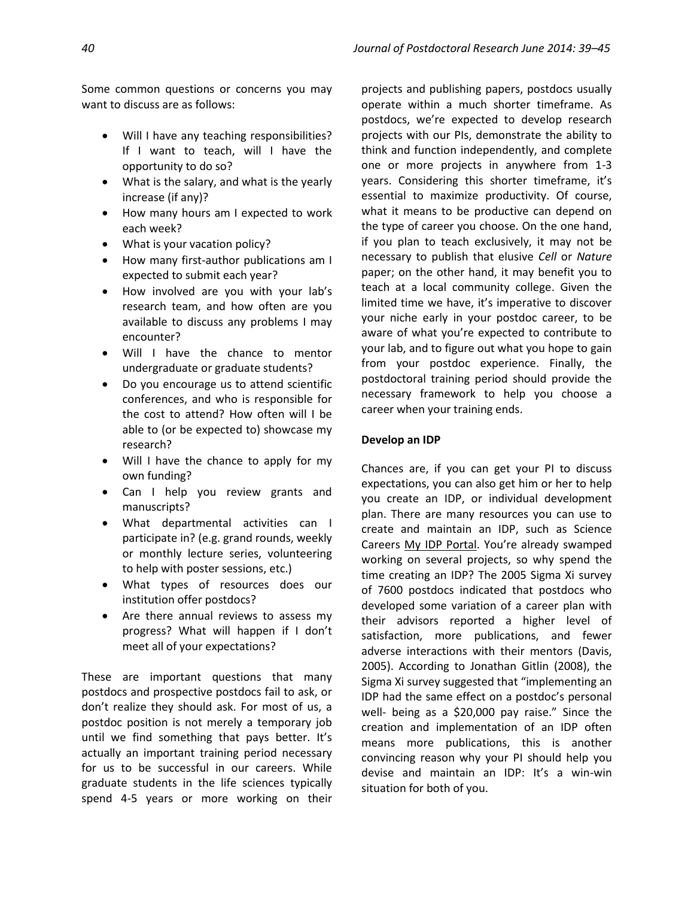Some common questions or concerns you may want to discuss are as follows:

- Will I have any teaching responsibilities? If I want to teach, will I have the opportunity to do so?
- What is the salary, and what is the yearly increase (if any)?
- How many hours am I expected to work each week?
- What is your vacation policy?
- How many first-author publications am I expected to submit each year?
- How involved are you with your lab's research team, and how often are you available to discuss any problems I may encounter?
- Will I have the chance to mentor undergraduate or graduate students?
- Do you encourage us to attend scientific conferences, and who is responsible for the cost to attend? How often will I be able to (or be expected to) showcase my research?
- Will I have the chance to apply for my own funding?
- Can I help you review grants and manuscripts?
- What departmental activities can I participate in? (e.g. grand rounds, weekly or monthly lecture series, volunteering to help with poster sessions, etc.)
- What types of resources does our institution offer postdocs?
- Are there annual reviews to assess my progress? What will happen if I don't meet all of your expectations?

These are important questions that many postdocs and prospective postdocs fail to ask, or don't realize they should ask. For most of us, a postdoc position is not merely a temporary job until we find something that pays better. It's actually an important training period necessary for us to be successful in our careers. While graduate students in the life sciences typically spend 4-5 years or more working on their projects and publishing papers, postdocs usually operate within a much shorter timeframe. As postdocs, we're expected to develop research projects with our PIs, demonstrate the ability to think and function independently, and complete one or more projects in anywhere from 1-3 years. Considering this shorter timeframe, it's essential to maximize productivity. Of course, what it means to be productive can depend on the type of career you choose. On the one hand, if you plan to teach exclusively, it may not be necessary to publish that elusive *Cell* or *Nature* paper; on the other hand, it may benefit you to teach at a local community college. Given the limited time we have, it's imperative to discover your niche early in your postdoc career, to be aware of what you're expected to contribute to your lab, and to figure out what you hope to gain from your postdoc experience. Finally, the postdoctoral training period should provide the necessary framework to help you choose a career when your training ends.

**Develop an IDP**

Chances are, if you can get your PI to discuss expectations, you can also get him or her to help you create an IDP, or individual development plan. There are many resources you can use to create and maintain an IDP, such as Science Careers My IDP Portal. You're already swamped working on several projects, so why spend the time creating an IDP? The 2005 Sigma Xi survey of 7600 postdocs indicated that postdocs who developed some variation of a career plan with their advisors reported a higher level of satisfaction, more publications, and fewer adverse interactions with their mentors (Davis, 2005). According to Jonathan Gitlin (2008), the Sigma Xi survey suggested that "implementing an IDP had the same effect on a postdoc's personal well- being as a $20,000 pay raise." Since the creation and implementation of an IDP often means more publications, this is another convincing reason why your PI should help you devise and maintain an IDP: It's a win-win situation for both of you.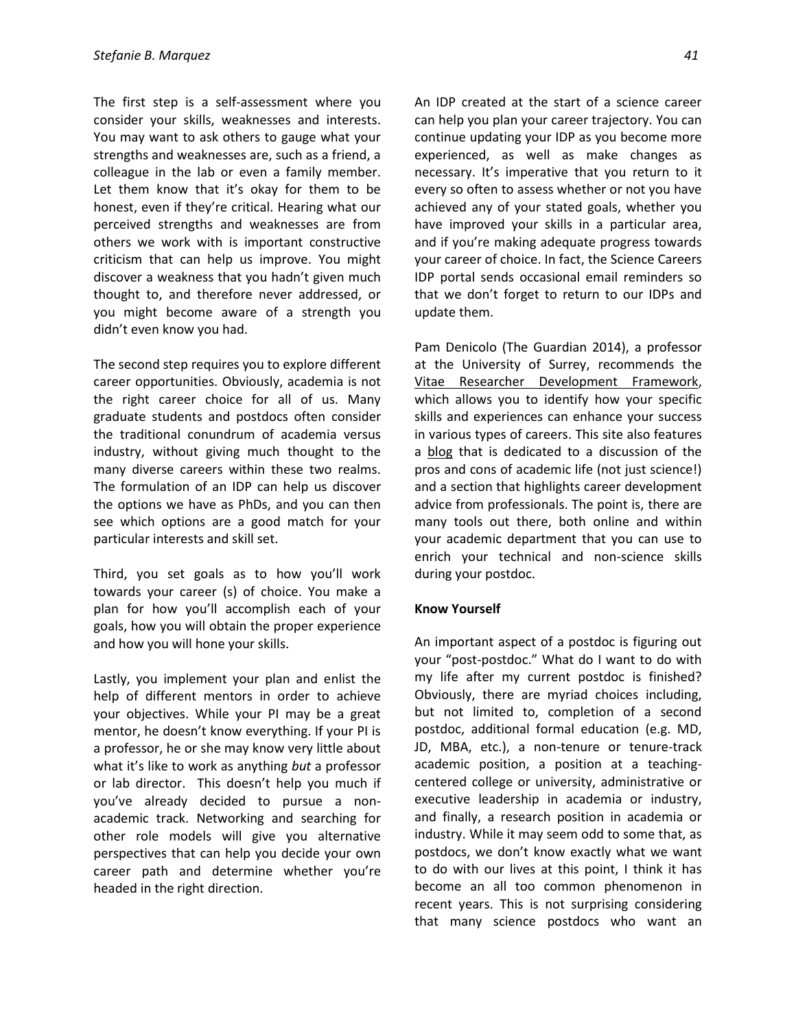The first step is a self-assessment where you consider your skills, weaknesses and interests. You may want to ask others to gauge what your strengths and weaknesses are, such as a friend, a colleague in the lab or even a family member. Let them know that it's okay for them to be honest, even if they're critical. Hearing what our perceived strengths and weaknesses are from others we work with is important constructive criticism that can help us improve. You might discover a weakness that you hadn't given much thought to, and therefore never addressed, or you might become aware of a strength you didn't even know you had.

The second step requires you to explore different career opportunities. Obviously, academia is not the right career choice for all of us. Many graduate students and postdocs often consider the traditional conundrum of academia versus industry, without giving much thought to the many diverse careers within these two realms. The formulation of an IDP can help us discover the options we have as PhDs, and you can then see which options are a good match for your particular interests and skill set.

Third, you set goals as to how you'll work towards your career (s) of choice. You make a plan for how you'll accomplish each of your goals, how you will obtain the proper experience and how you will hone your skills.

Lastly, you implement your plan and enlist the help of different mentors in order to achieve your objectives. While your PI may be a great mentor, he doesn't know everything. If your PI is a professor, he or she may know very little about what it's like to work as anything *but* a professor or lab director. This doesn't help you much if you've already decided to pursue a non-academic track. Networking and searching for other role models will give you alternative perspectives that can help you decide your own career path and determine whether you're headed in the right direction.

An IDP created at the start of a science career can help you plan your career trajectory. You can continue updating your IDP as you become more experienced, as well as make changes as necessary. It's imperative that you return to it every so often to assess whether or not you have achieved any of your stated goals, whether you have improved your skills in a particular area, and if you're making adequate progress towards your career of choice. In fact, the Science Careers IDP portal sends occasional email reminders so that we don't forget to return to our IDPs and update them.

Pam Denicolo (The Guardian 2014), a professor at the University of Surrey, recommends the Vitae Researcher Development Framework, which allows you to identify how your specific skills and experiences can enhance your success in various types of careers. This site also features a blog that is dedicated to a discussion of the pros and cons of academic life (not just science!) and a section that highlights career development advice from professionals. The point is, there are many tools out there, both online and within your academic department that you can use to enrich your technical and non-science skills during your postdoc.

**Know Yourself**

An important aspect of a postdoc is figuring out your "post-postdoc." What do I want to do with my life after my current postdoc is finished? Obviously, there are myriad choices including, but not limited to, completion of a second postdoc, additional formal education (e.g. MD, JD, MBA, etc.), a non-tenure or tenure-track academic position, a position at a teaching-centered college or university, administrative or executive leadership in academia or industry, and finally, a research position in academia or industry. While it may seem odd to some that, as postdocs, we don't know exactly what we want to do with our lives at this point, I think it has become an all too common phenomenon in recent years. This is not surprising considering that many science postdocs who want an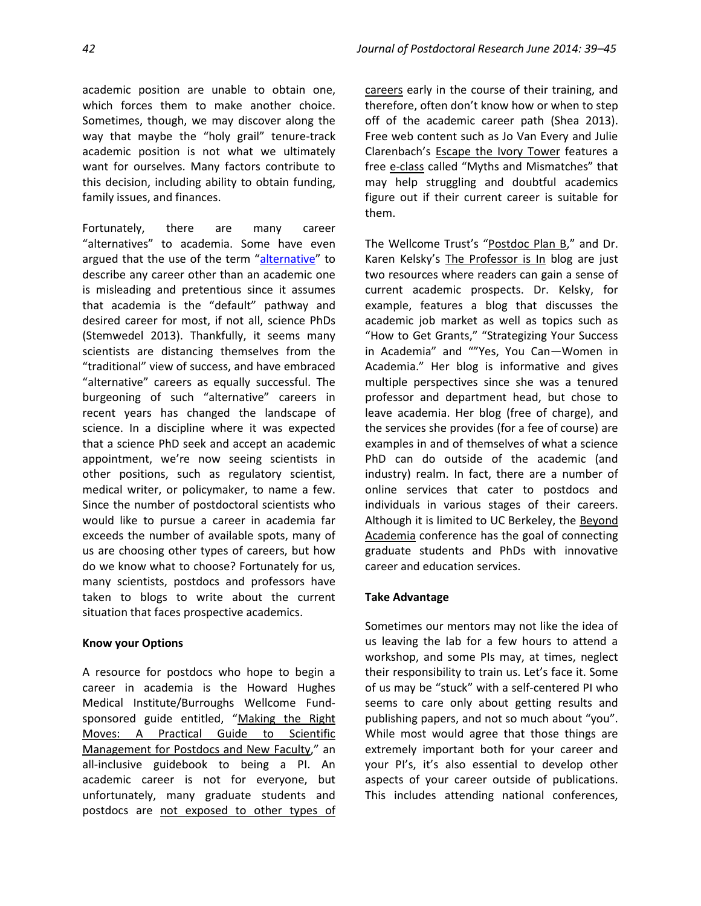academic position are unable to obtain one, which forces them to make another choice. Sometimes, though, we may discover along the way that maybe the "holy grail" tenure-track academic position is not what we ultimately want for ourselves. Many factors contribute to this decision, including ability to obtain funding, family issues, and finances.

Fortunately, there are many career "alternatives" to academia. Some have even argued that the use of the term "alternative" to describe any career other than an academic one is misleading and pretentious since it assumes that academia is the "default" pathway and desired career for most, if not all, science PhDs (Stemwedel 2013). Thankfully, it seems many scientists are distancing themselves from the "traditional" view of success, and have embraced "alternative" careers as equally successful. The burgeoning of such "alternative" careers in recent years has changed the landscape of science. In a discipline where it was expected that a science PhD seek and accept an academic appointment, we're now seeing scientists in other positions, such as regulatory scientist, medical writer, or policymaker, to name a few. Since the number of postdoctoral scientists who would like to pursue a career in academia far exceeds the number of available spots, many of us are choosing other types of careers, but how do we know what to choose? Fortunately for us, many scientists, postdocs and professors have taken to blogs to write about the current situation that faces prospective academics.

**Know your Options**

A resource for postdocs who hope to begin a career in academia is the Howard Hughes Medical Institute/Burroughs Wellcome Fund-sponsored guide entitled, "Making the Right Moves: A Practical Guide to Scientific Management for Postdocs and New Faculty," an all-inclusive guidebook to being a PI. An academic career is not for everyone, but unfortunately, many graduate students and postdocs are not exposed to other types of careers early in the course of their training, and therefore, often don't know how or when to step off of the academic career path (Shea 2013). Free web content such as Jo Van Every and Julie Clarenbach's Escape the Ivory Tower features a free e-class called "Myths and Mismatches" that may help struggling and doubtful academics figure out if their current career is suitable for them.

The Wellcome Trust's "Postdoc Plan B," and Dr. Karen Kelsky's The Professor is In blog are just two resources where readers can gain a sense of current academic prospects. Dr. Kelsky, for example, features a blog that discusses the academic job market as well as topics such as "How to Get Grants," "Strategizing Your Success in Academia" and ""Yes, You Can—Women in Academia." Her blog is informative and gives multiple perspectives since she was a tenured professor and department head, but chose to leave academia. Her blog (free of charge), and the services she provides (for a fee of course) are examples in and of themselves of what a science PhD can do outside of the academic (and industry) realm. In fact, there are a number of online services that cater to postdocs and individuals in various stages of their careers. Although it is limited to UC Berkeley, the Beyond Academia conference has the goal of connecting graduate students and PhDs with innovative career and education services.

**Take Advantage**

Sometimes our mentors may not like the idea of us leaving the lab for a few hours to attend a workshop, and some PIs may, at times, neglect their responsibility to train us. Let's face it. Some of us may be "stuck" with a self-centered PI who seems to care only about getting results and publishing papers, and not so much about "you". While most would agree that those things are extremely important both for your career and your PI's, it's also essential to develop other aspects of your career outside of publications. This includes attending national conferences,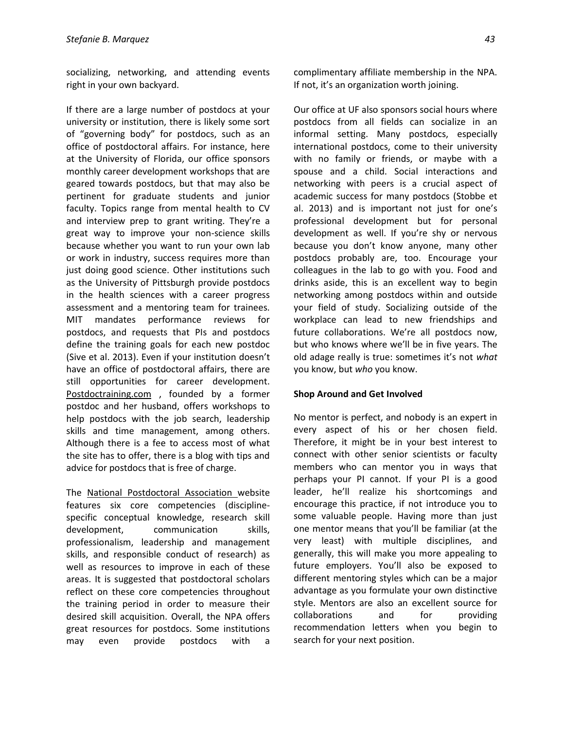socializing, networking, and attending events right in your own backyard.

If there are a large number of postdocs at your university or institution, there is likely some sort of "governing body" for postdocs, such as an office of postdoctoral affairs. For instance, here at the University of Florida, our office sponsors monthly career development workshops that are geared towards postdocs, but that may also be pertinent for graduate students and junior faculty. Topics range from mental health to CV and interview prep to grant writing. They're a great way to improve your non-science skills because whether you want to run your own lab or work in industry, success requires more than just doing good science. Other institutions such as the University of Pittsburgh provide postdocs in the health sciences with a career progress assessment and a mentoring team for trainees. MIT mandates performance reviews for postdocs, and requests that PIs and postdocs define the training goals for each new postdoc (Sive et al. 2013). Even if your institution doesn't have an office of postdoctoral affairs, there are still opportunities for career development. Postdoctraining.com , founded by a former postdoc and her husband, offers workshops to help postdocs with the job search, leadership skills and time management, among others. Although there is a fee to access most of what the site has to offer, there is a blog with tips and advice for postdocs that is free of charge.

The National Postdoctoral Association website features six core competencies (discipline-specific conceptual knowledge, research skill development, communication skills, professionalism, leadership and management skills, and responsible conduct of research) as well as resources to improve in each of these areas. It is suggested that postdoctoral scholars reflect on these core competencies throughout the training period in order to measure their desired skill acquisition. Overall, the NPA offers great resources for postdocs. Some institutions may even provide postdocs with a complimentary affiliate membership in the NPA. If not, it's an organization worth joining.

Our office at UF also sponsors social hours where postdocs from all fields can socialize in an informal setting. Many postdocs, especially international postdocs, come to their university with no family or friends, or maybe with a spouse and a child. Social interactions and networking with peers is a crucial aspect of academic success for many postdocs (Stobbe et al. 2013) and is important not just for one's professional development but for personal development as well. If you're shy or nervous because you don't know anyone, many other postdocs probably are, too. Encourage your colleagues in the lab to go with you. Food and drinks aside, this is an excellent way to begin networking among postdocs within and outside your field of study. Socializing outside of the workplace can lead to new friendships and future collaborations. We're all postdocs now, but who knows where we'll be in five years. The old adage really is true: sometimes it's not *what* you know, but *who* you know.

**Shop Around and Get Involved**

No mentor is perfect, and nobody is an expert in every aspect of his or her chosen field. Therefore, it might be in your best interest to connect with other senior scientists or faculty members who can mentor you in ways that perhaps your PI cannot. If your PI is a good leader, he'll realize his shortcomings and encourage this practice, if not introduce you to some valuable people. Having more than just one mentor means that you'll be familiar (at the very least) with multiple disciplines, and generally, this will make you more appealing to future employers. You'll also be exposed to different mentoring styles which can be a major advantage as you formulate your own distinctive style. Mentors are also an excellent source for collaborations and for providing recommendation letters when you begin to search for your next position.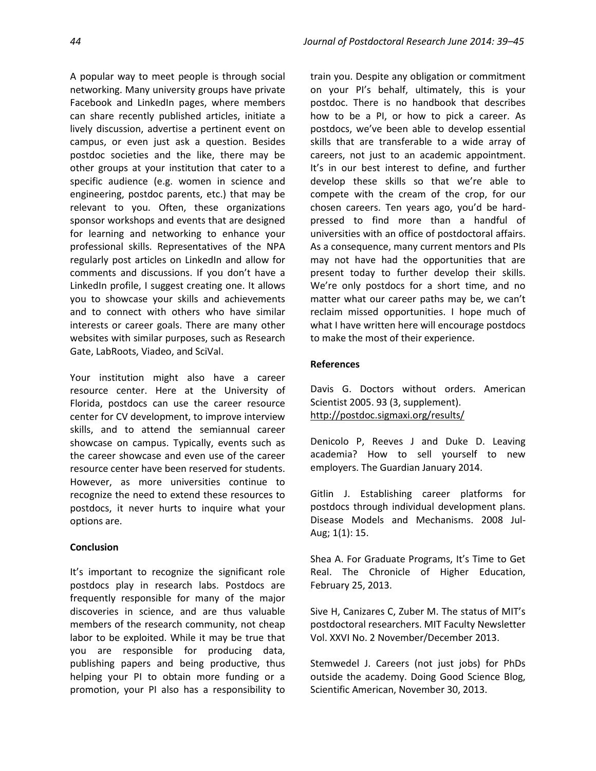A popular way to meet people is through social networking. Many university groups have private Facebook and LinkedIn pages, where members can share recently published articles, initiate a lively discussion, advertise a pertinent event on campus, or even just ask a question. Besides postdoc societies and the like, there may be other groups at your institution that cater to a specific audience (e.g. women in science and engineering, postdoc parents, etc.) that may be relevant to you. Often, these organizations sponsor workshops and events that are designed for learning and networking to enhance your professional skills. Representatives of the NPA regularly post articles on LinkedIn and allow for comments and discussions. If you don't have a LinkedIn profile, I suggest creating one. It allows you to showcase your skills and achievements and to connect with others who have similar interests or career goals. There are many other websites with similar purposes, such as Research Gate, LabRoots, Viadeo, and SciVal.

Your institution might also have a career resource center. Here at the University of Florida, postdocs can use the career resource center for CV development, to improve interview skills, and to attend the semiannual career showcase on campus. Typically, events such as the career showcase and even use of the career resource center have been reserved for students. However, as more universities continue to recognize the need to extend these resources to postdocs, it never hurts to inquire what your options are.

**Conclusion**

It's important to recognize the significant role postdocs play in research labs. Postdocs are frequently responsible for many of the major discoveries in science, and are thus valuable members of the research community, not cheap labor to be exploited. While it may be true that you are responsible for producing data, publishing papers and being productive, thus helping your PI to obtain more funding or a promotion, your PI also has a responsibility to train you. Despite any obligation or commitment on your PI's behalf, ultimately, this is your postdoc. There is no handbook that describes how to be a PI, or how to pick a career. As postdocs, we've been able to develop essential skills that are transferable to a wide array of careers, not just to an academic appointment. It's in our best interest to define, and further develop these skills so that we're able to compete with the cream of the crop, for our chosen careers. Ten years ago, you'd be hard-pressed to find more than a handful of universities with an office of postdoctoral affairs. As a consequence, many current mentors and PIs may not have had the opportunities that are present today to further develop their skills. We're only postdocs for a short time, and no matter what our career paths may be, we can't reclaim missed opportunities. I hope much of what I have written here will encourage postdocs to make the most of their experience.

**References**

Davis G. Doctors without orders. American Scientist 2005. 93 (3, supplement). http://postdoc.sigmaxi.org/results/

Denicolo P, Reeves J and Duke D. Leaving academia? How to sell yourself to new employers. The Guardian January 2014.

Gitlin J. Establishing career platforms for postdocs through individual development plans. Disease Models and Mechanisms. 2008 Jul-Aug; 1(1): 15.

Shea A. For Graduate Programs, It's Time to Get Real. The Chronicle of Higher Education, February 25, 2013.

Sive H, Canizares C, Zuber M. The status of MIT's postdoctoral researchers. MIT Faculty Newsletter Vol. XXVI No. 2 November/December 2013.

Stemwedel J. Careers (not just jobs) for PhDs outside the academy. Doing Good Science Blog, Scientific American, November 30, 2013.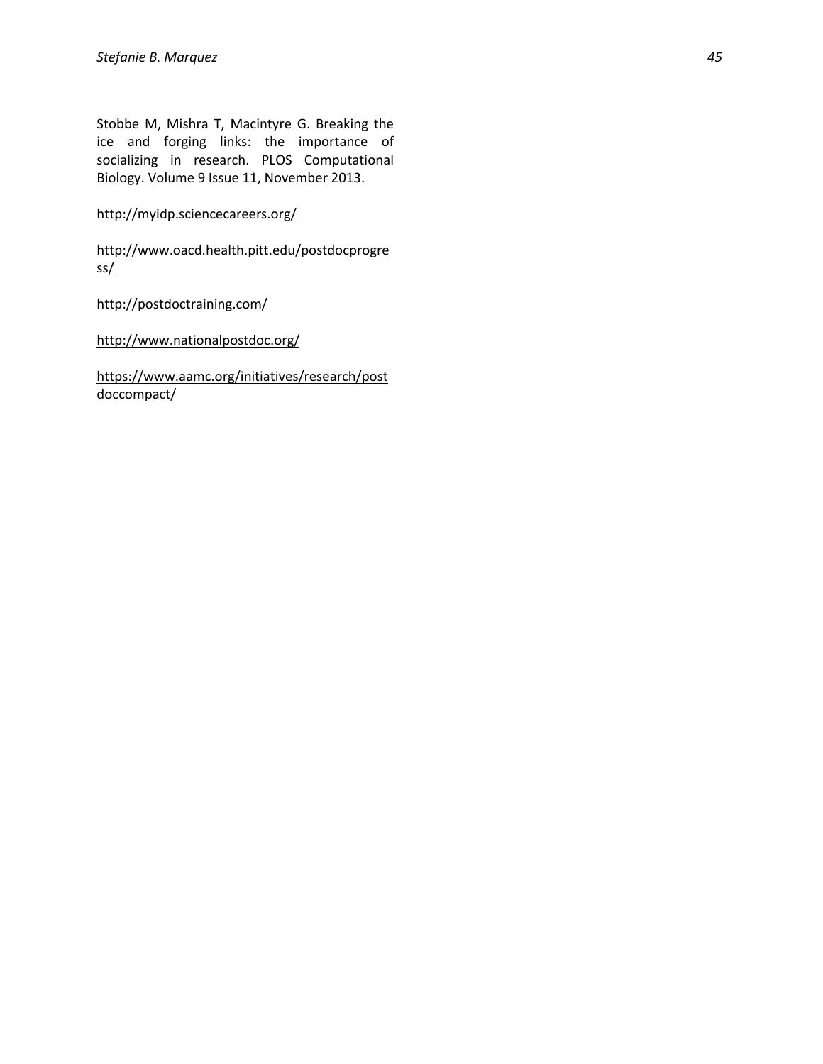Stobbe M, Mishra T, Macintyre G. Breaking the ice and forging links: the importance of socializing in research. PLOS Computational Biology. Volume 9 Issue 11, November 2013.

http://myidp.sciencecareers.org/

http://www.oacd.health.pitt.edu/postdocprogress/

http://postdoctraining.com/

http://www.nationalpostdoc.org/

https://www.aamc.org/initiatives/research/postdoccompact/